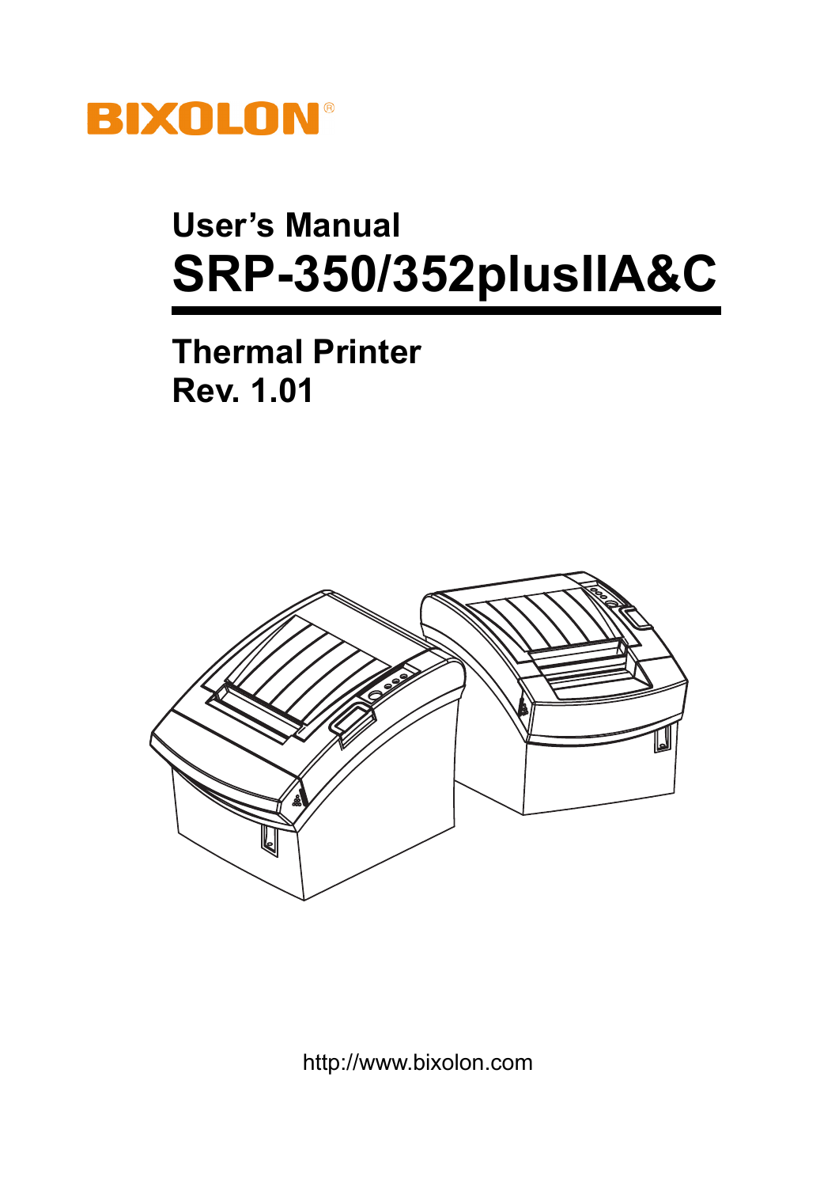BIXOLON®

# User's Manual

# SRP-350/352plusIIA&C

## Thermal Printer

## Rev. 1.01

http://www.bixolon.com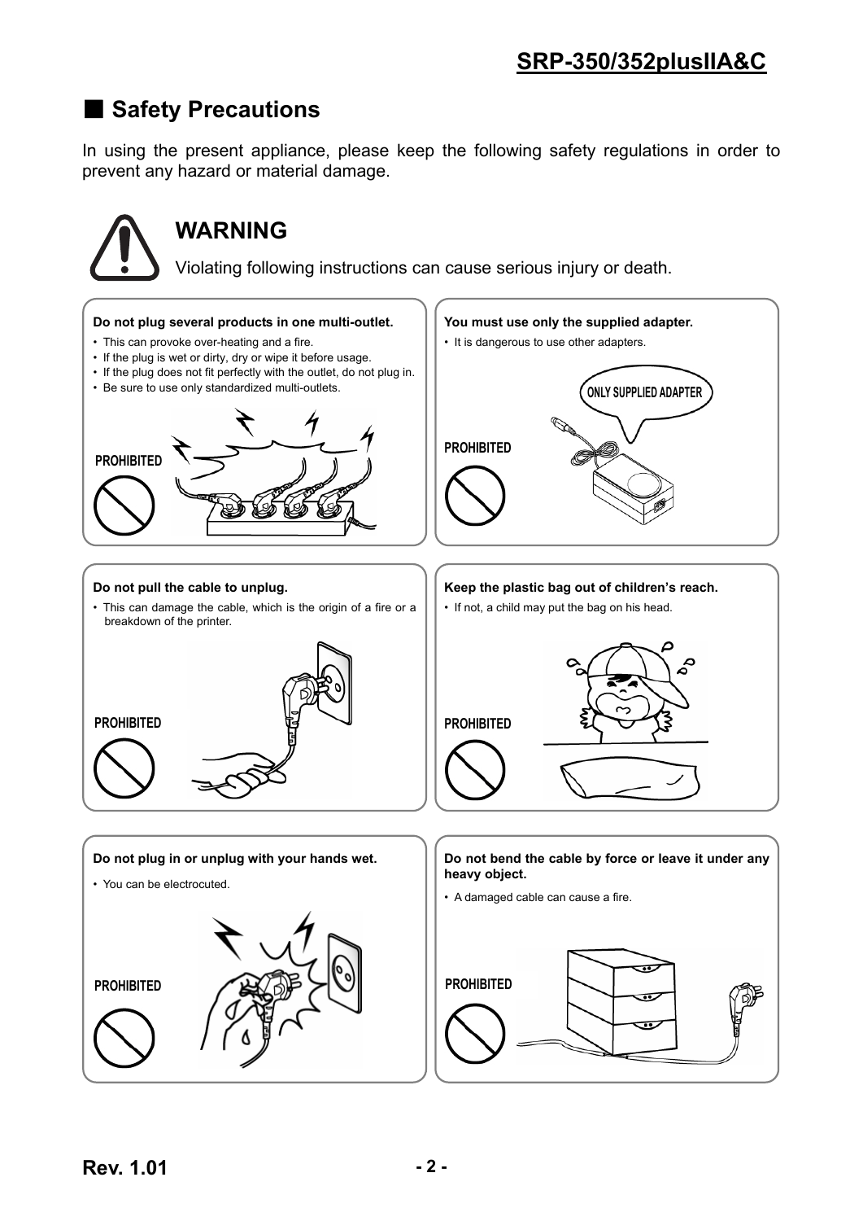## ■ Safety Precautions

In using the present appliance, please keep the following safety regulations in order to prevent any hazard or material damage.

# WARNING

Violating following instructions can cause serious injury or death.

**Do not plug several products in one multi-outlet.**

- This can provoke over-heating and a fire.
- If the plug is wet or dirty, dry or wipe it before usage.
- If the plug does not fit perfectly with the outlet, do not plug in.
- Be sure to use only standardized multi-outlets.

PROHIBITED

**You must use only the supplied adapter.**

- It is dangerous to use other adapters.

ONLY SUPPLIED ADAPTER

PROHIBITED

**Do not pull the cable to unplug.**

- This can damage the cable, which is the origin of a fire or a breakdown of the printer.

PROHIBITED

**Keep the plastic bag out of children's reach.**

- If not, a child may put the bag on his head.

PROHIBITED

**Do not plug in or unplug with your hands wet.**

- You can be electrocuted.

PROHIBITED

**Do not bend the cable by force or leave it under any heavy object.**

- A damaged cable can cause a fire.

PROHIBITED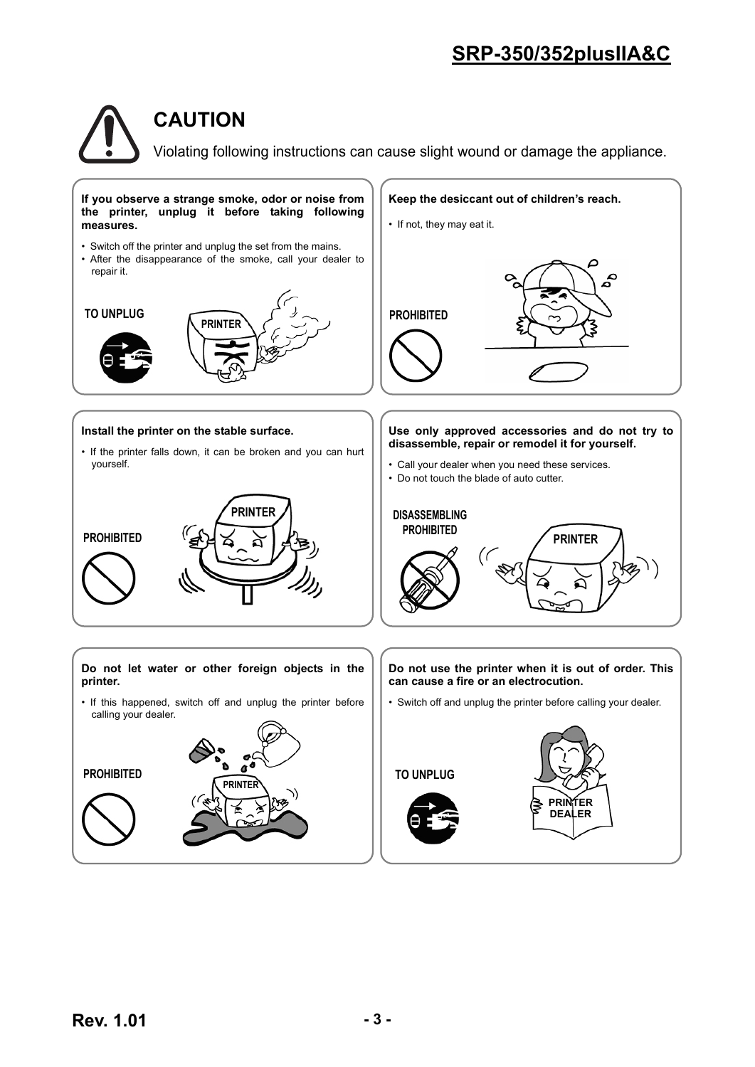# CAUTION

Violating following instructions can cause slight wound or damage the appliance.

**If you observe a strange smoke, odor or noise from the printer, unplug it before taking following measures.**

- Switch off the printer and unplug the set from the mains.
- After the disappearance of the smoke, call your dealer to repair it.

TO UNPLUG

**Keep the desiccant out of children's reach.**

- If not, they may eat it.

PROHIBITED

**Install the printer on the stable surface.**

- If the printer falls down, it can be broken and you can hurt yourself.

PROHIBITED

**Use only approved accessories and do not try to disassemble, repair or remodel it for yourself.**

- Call your dealer when you need these services.
- Do not touch the blade of auto cutter.

DISASSEMBLING PROHIBITED

**Do not let water or other foreign objects in the printer.**

- If this happened, switch off and unplug the printer before calling your dealer.

PROHIBITED

**Do not use the printer when it is out of order. This can cause a fire or an electrocution.**

- Switch off and unplug the printer before calling your dealer.

TO UNPLUG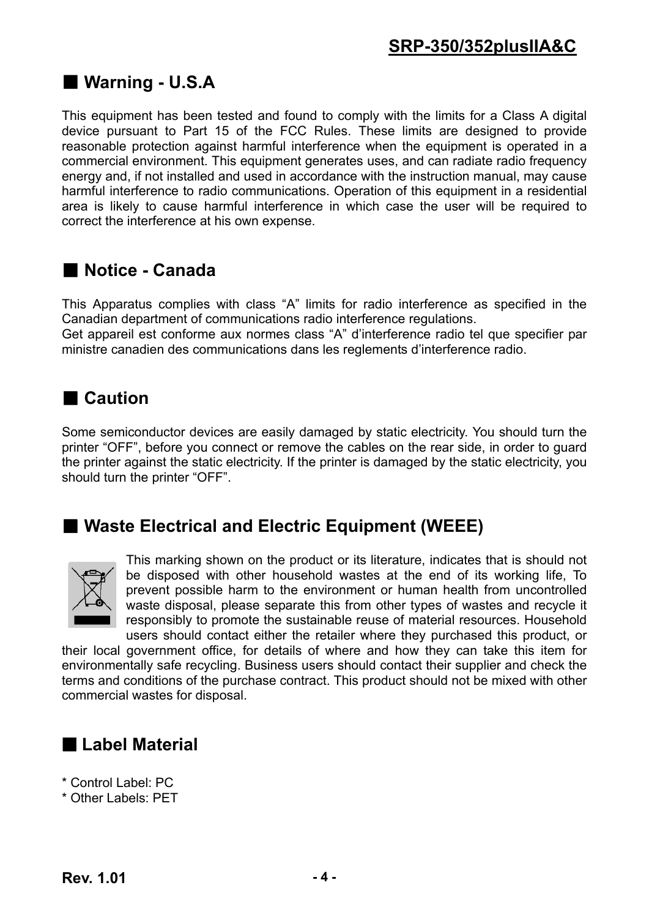## ■ Warning - U.S.A

This equipment has been tested and found to comply with the limits for a Class A digital device pursuant to Part 15 of the FCC Rules. These limits are designed to provide reasonable protection against harmful interference when the equipment is operated in a commercial environment. This equipment generates uses, and can radiate radio frequency energy and, if not installed and used in accordance with the instruction manual, may cause harmful interference to radio communications. Operation of this equipment in a residential area is likely to cause harmful interference in which case the user will be required to correct the interference at his own expense.

## ■ Notice - Canada

This Apparatus complies with class “A” limits for radio interference as specified in the Canadian department of communications radio interference regulations.
Get appareil est conforme aux normes class “A” d’interference radio tel que specifier par ministre canadien des communications dans les reglements d’interference radio.

## ■ Caution

Some semiconductor devices are easily damaged by static electricity. You should turn the printer “OFF”, before you connect or remove the cables on the rear side, in order to guard the printer against the static electricity. If the printer is damaged by the static electricity, you should turn the printer “OFF”.

## ■ Waste Electrical and Electric Equipment (WEEE)

This marking shown on the product or its literature, indicates that is should not be disposed with other household wastes at the end of its working life, To prevent possible harm to the environment or human health from uncontrolled waste disposal, please separate this from other types of wastes and recycle it responsibly to promote the sustainable reuse of material resources. Household users should contact either the retailer where they purchased this product, or their local government office, for details of where and how they can take this item for environmentally safe recycling. Business users should contact their supplier and check the terms and conditions of the purchase contract. This product should not be mixed with other commercial wastes for disposal.

## ■ Label Material

* Control Label: PC
* Other Labels: PET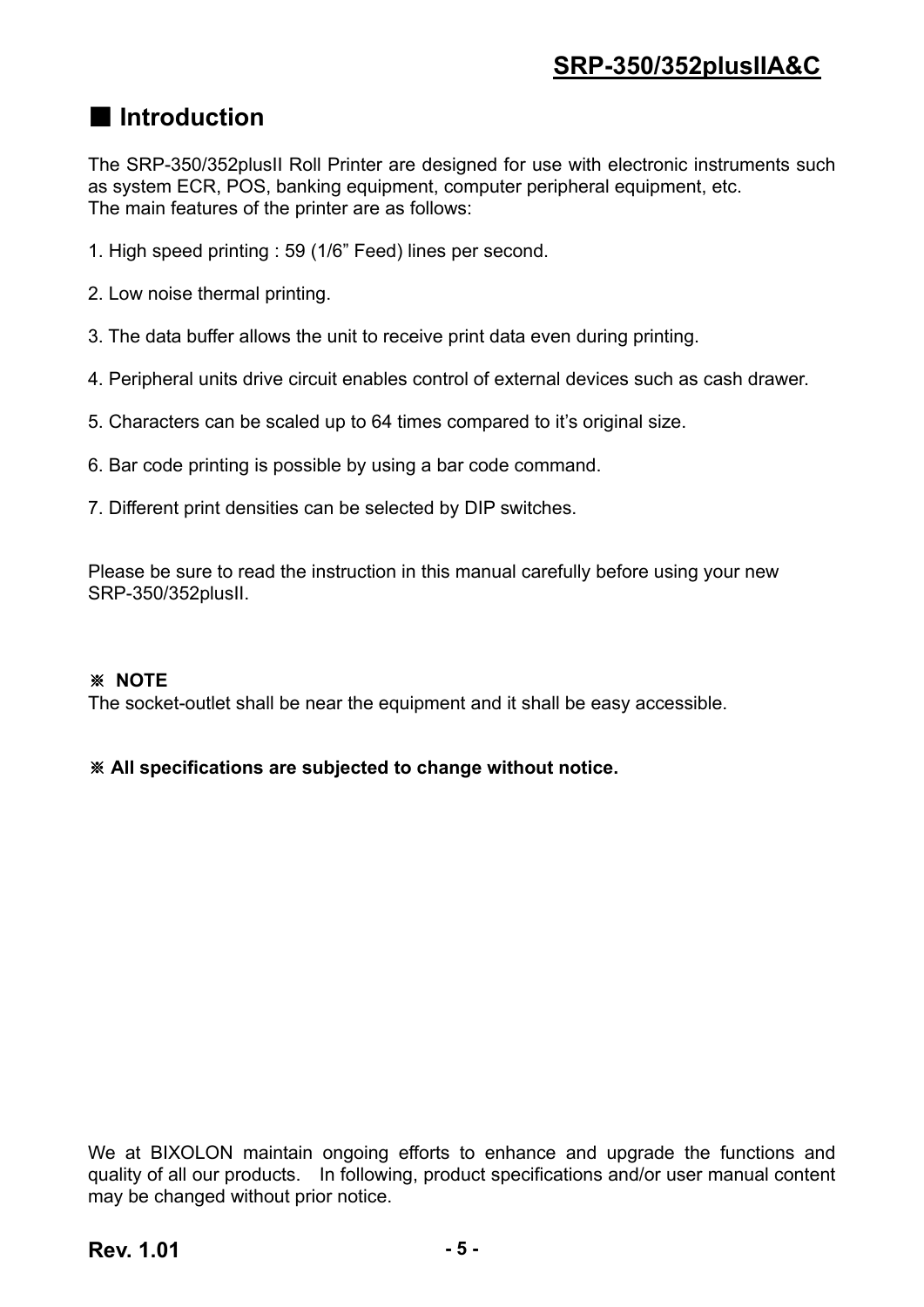## ■ Introduction

The SRP-350/352plusII Roll Printer are designed for use with electronic instruments such as system ECR, POS, banking equipment, computer peripheral equipment, etc.
The main features of the printer are as follows:

1. High speed printing : 59 (1/6” Feed) lines per second.

2. Low noise thermal printing.

3. The data buffer allows the unit to receive print data even during printing.

4. Peripheral units drive circuit enables control of external devices such as cash drawer.

5. Characters can be scaled up to 64 times compared to it’s original size.

6. Bar code printing is possible by using a bar code command.

7. Different print densities can be selected by DIP switches.

Please be sure to read the instruction in this manual carefully before using your new SRP-350/352plusII.

**※ NOTE**
The socket-outlet shall be near the equipment and it shall be easy accessible.

**※ All specifications are subjected to change without notice.**

We at BIXOLON maintain ongoing efforts to enhance and upgrade the functions and quality of all our products. In following, product specifications and/or user manual content may be changed without prior notice.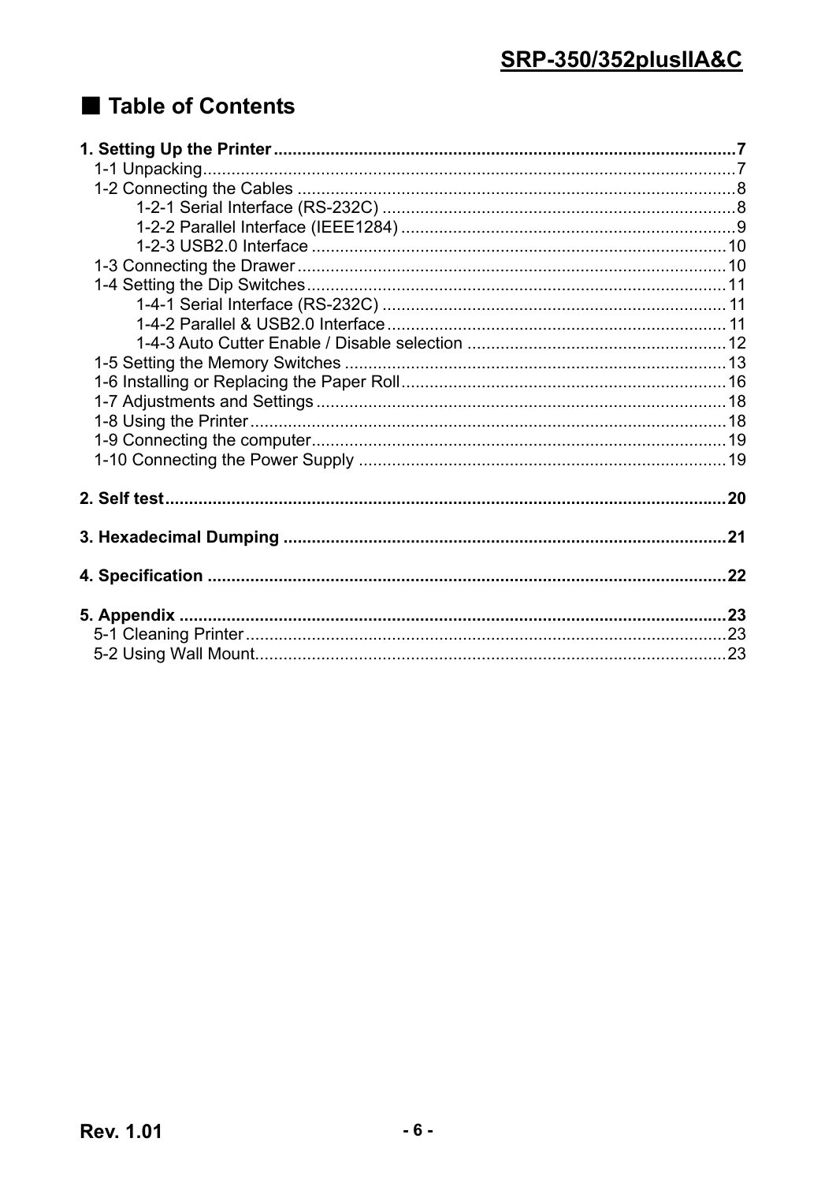## ■ Table of Contents

**1. Setting Up the Printer .......... 7**
- 1-1 Unpacking .......... 7
- 1-2 Connecting the Cables .......... 8
  - 1-2-1 Serial Interface (RS-232C) .......... 8
  - 1-2-2 Parallel Interface (IEEE1284) .......... 9
  - 1-2-3 USB2.0 Interface .......... 10
- 1-3 Connecting the Drawer .......... 10
- 1-4 Setting the Dip Switches .......... 11
  - 1-4-1 Serial Interface (RS-232C) .......... 11
  - 1-4-2 Parallel & USB2.0 Interface .......... 11
  - 1-4-3 Auto Cutter Enable / Disable selection .......... 12
- 1-5 Setting the Memory Switches .......... 13
- 1-6 Installing or Replacing the Paper Roll .......... 16
- 1-7 Adjustments and Settings .......... 18
- 1-8 Using the Printer .......... 18
- 1-9 Connecting the computer .......... 19
- 1-10 Connecting the Power Supply .......... 19

**2. Self test .......... 20**

**3. Hexadecimal Dumping .......... 21**

**4. Specification .......... 22**

**5. Appendix .......... 23**
- 5-1 Cleaning Printer .......... 23
- 5-2 Using Wall Mount .......... 23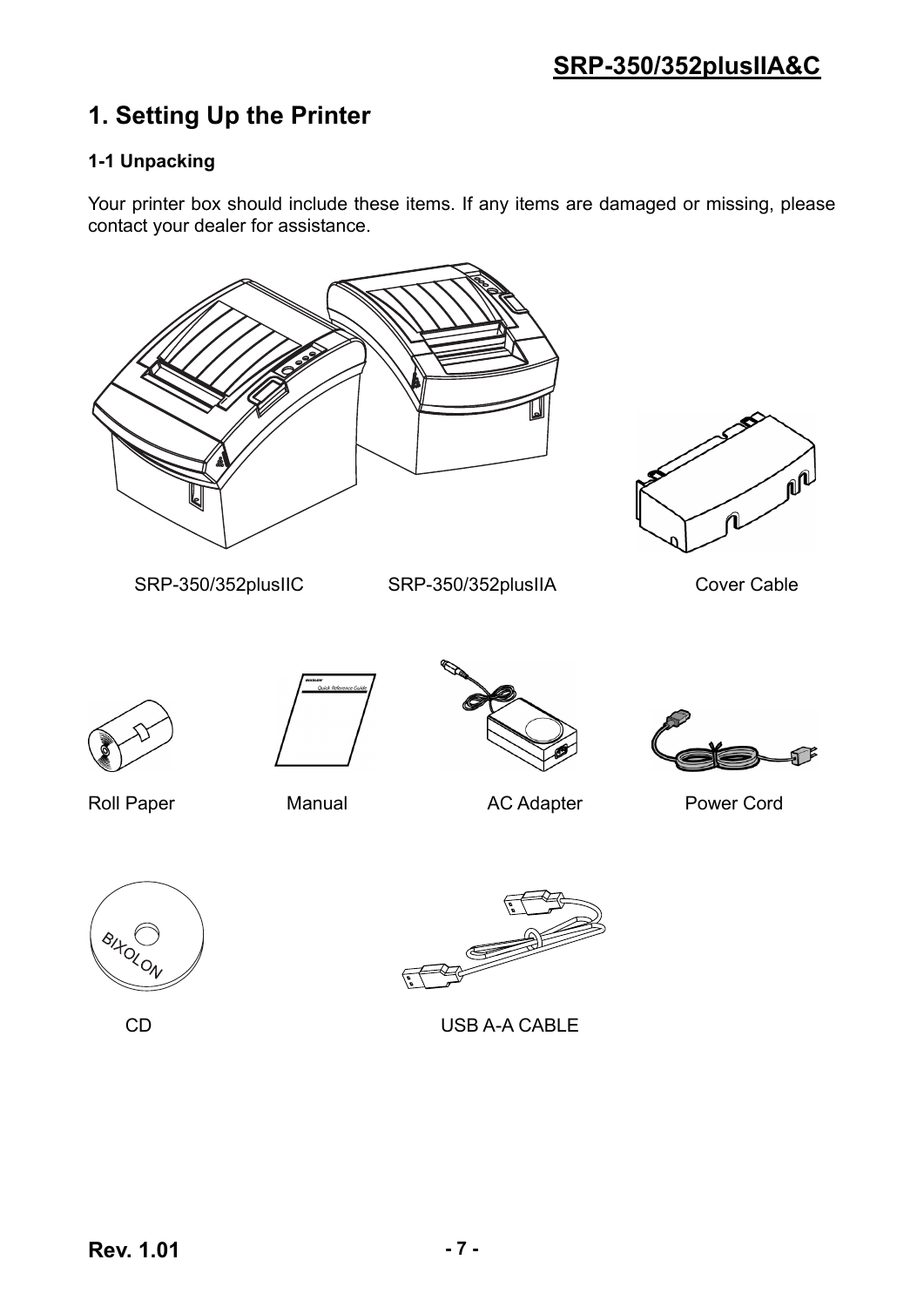# 1. Setting Up the Printer

## 1-1 Unpacking

Your printer box should include these items. If any items are damaged or missing, please contact your dealer for assistance.

SRP-350/352plusIIC SRP-350/352plusIIA Cover Cable

Roll Paper Manual AC Adapter Power Cord

CD USB A-A CABLE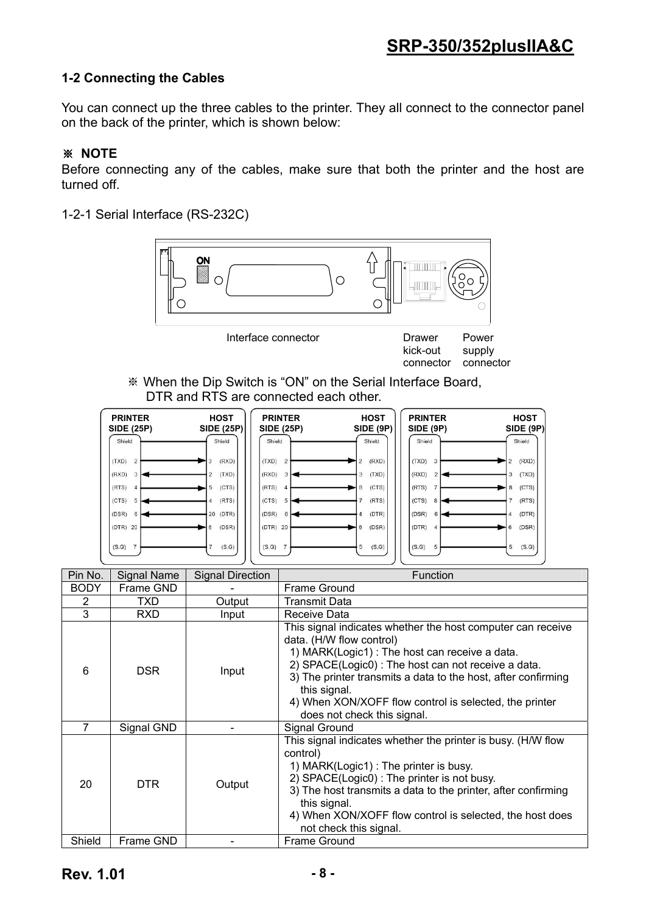## 1-2 Connecting the Cables

You can connect up the three cables to the printer. They all connect to the connector panel on the back of the printer, which is shown below:

※ **NOTE**
Before connecting any of the cables, make sure that both the printer and the host are turned off.

1-2-1 Serial Interface (RS-232C)

Interface connector　　Drawer kick-out connector　　Power supply connector

※ When the Dip Switch is "ON" on the Serial Interface Board, DTR and RTS are connected each other.

**PRINTER SIDE (25P) — HOST SIDE (25P)**

| Printer | Direction | Host |
|---|---|---|
| Shield | | Shield |
| (TXD) 2 | → | 3 (RXD) |
| (RXD) 3 | ← | 2 (TXD) |
| (RTS) 4 | → | 5 (CTS) |
| (CTS) 5 | ← | 4 (RTS) |
| (DSR) 6 | ← | 20 (DTR) |
| (DTR) 20 | → | 6 (DSR) |
| (S.G) 7 | — | 7 (S.G) |

**PRINTER SIDE (25P) — HOST SIDE (9P)**

| Printer | Direction | Host |
|---|---|---|
| Shield | | Shield |
| (TXD) 2 | → | 2 (RXD) |
| (RXD) 3 | ← | 3 (TXD) |
| (RTS) 4 | → | 8 (CTS) |
| (CTS) 5 | ← | 7 (RTS) |
| (DSR) 6 | ← | 4 (DTR) |
| (DTR) 20 | → | 6 (DSR) |
| (S.G) 7 | — | 5 (S.G) |

**PRINTER SIDE (9P) — HOST SIDE (9P)**

| Printer | Direction | Host |
|---|---|---|
| Shield | | Shield |
| (TXD) 3 | → | 2 (RXD) |
| (RXD) 2 | ← | 3 (TXD) |
| (RTS) 7 | → | 8 (CTS) |
| (CTS) 8 | ← | 7 (RTS) |
| (DSR) 6 | ← | 4 (DTR) |
| (DTR) 4 | → | 6 (DSR) |
| (S.G) 5 | — | 5 (S.G) |

| Pin No. | Signal Name | Signal Direction | Function |
|---|---|---|---|
| BODY | Frame GND | - | Frame Ground |
| 2 | TXD | Output | Transmit Data |
| 3 | RXD | Input | Receive Data |
| 6 | DSR | Input | This signal indicates whether the host computer can receive data. (H/W flow control)<br>1) MARK(Logic1) : The host can receive a data.<br>2) SPACE(Logic0) : The host can not receive a data.<br>3) The printer transmits a data to the host, after confirming this signal.<br>4) When XON/XOFF flow control is selected, the printer does not check this signal. |
| 7 | Signal GND | - | Signal Ground |
| 20 | DTR | Output | This signal indicates whether the printer is busy. (H/W flow control)<br>1) MARK(Logic1) : The printer is busy.<br>2) SPACE(Logic0) : The printer is not busy.<br>3) The host transmits a data to the printer, after confirming this signal.<br>4) When XON/XOFF flow control is selected, the host does not check this signal. |
| Shield | Frame GND | - | Frame Ground |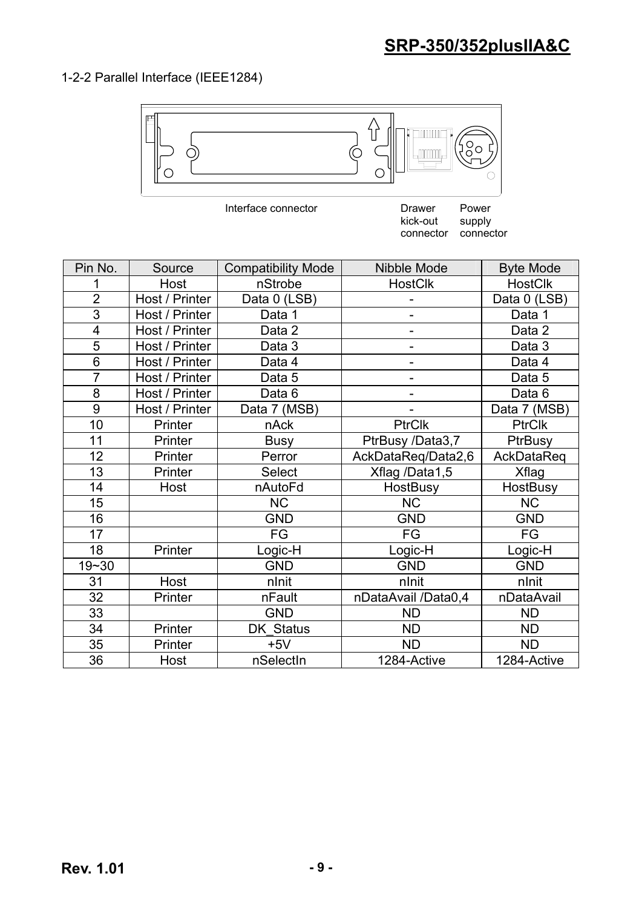## 1-2-2 Parallel Interface (IEEE1284)

Interface connector

Drawer kick-out connector

Power supply connector

| Pin No. | Source | Compatibility Mode | Nibble Mode | Byte Mode |
|---|---|---|---|---|
| 1 | Host | nStrobe | HostClk | HostClk |
| 2 | Host / Printer | Data 0 (LSB) | - | Data 0 (LSB) |
| 3 | Host / Printer | Data 1 | - | Data 1 |
| 4 | Host / Printer | Data 2 | - | Data 2 |
| 5 | Host / Printer | Data 3 | - | Data 3 |
| 6 | Host / Printer | Data 4 | - | Data 4 |
| 7 | Host / Printer | Data 5 | - | Data 5 |
| 8 | Host / Printer | Data 6 | - | Data 6 |
| 9 | Host / Printer | Data 7 (MSB) | - | Data 7 (MSB) |
| 10 | Printer | nAck | PtrClk | PtrClk |
| 11 | Printer | Busy | PtrBusy /Data3,7 | PtrBusy |
| 12 | Printer | Perror | AckDataReq/Data2,6 | AckDataReq |
| 13 | Printer | Select | Xflag /Data1,5 | Xflag |
| 14 | Host | nAutoFd | HostBusy | HostBusy |
| 15 | | NC | NC | NC |
| 16 | | GND | GND | GND |
| 17 | | FG | FG | FG |
| 18 | Printer | Logic-H | Logic-H | Logic-H |
| 19~30 | | GND | GND | GND |
| 31 | Host | nInit | nInit | nInit |
| 32 | Printer | nFault | nDataAvail /Data0,4 | nDataAvail |
| 33 | | GND | ND | ND |
| 34 | Printer | DK_Status | ND | ND |
| 35 | Printer | +5V | ND | ND |
| 36 | Host | nSelectIn | 1284-Active | 1284-Active |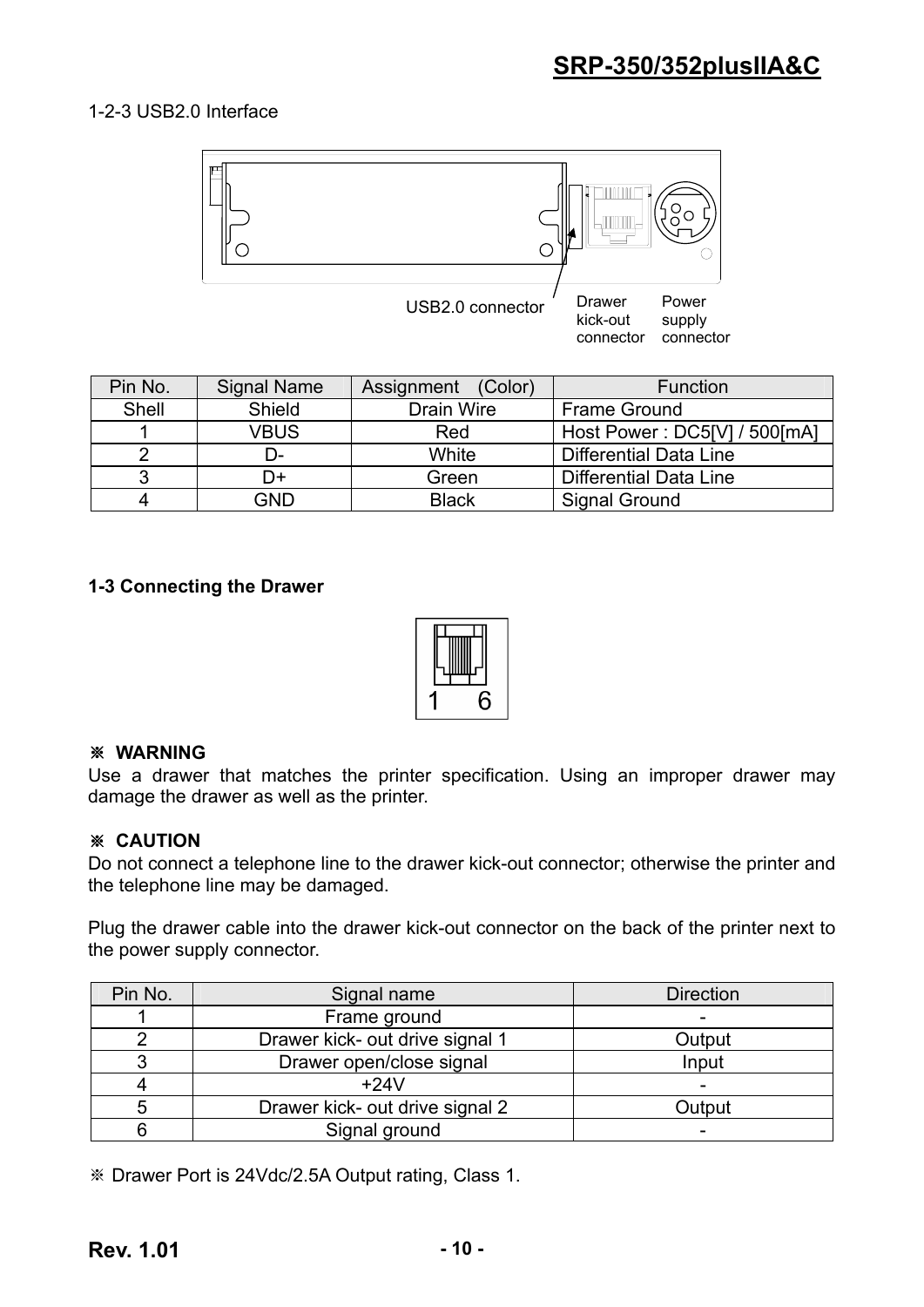### 1-2-3 USB2.0 Interface

USB2.0 connector　Drawer kick-out connector　Power supply connector

| Pin No. | Signal Name | Assignment (Color) | Function |
|---|---|---|---|
| Shell | Shield | Drain Wire | Frame Ground |
| 1 | VBUS | Red | Host Power : DC5[V] / 500[mA] |
| 2 | D- | White | Differential Data Line |
| 3 | D+ | Green | Differential Data Line |
| 4 | GND | Black | Signal Ground |

## 1-3 Connecting the Drawer

1　6

**※ WARNING**

Use a drawer that matches the printer specification. Using an improper drawer may damage the drawer as well as the printer.

**※ CAUTION**

Do not connect a telephone line to the drawer kick-out connector; otherwise the printer and the telephone line may be damaged.

Plug the drawer cable into the drawer kick-out connector on the back of the printer next to the power supply connector.

| Pin No. | Signal name | Direction |
|---|---|---|
| 1 | Frame ground | - |
| 2 | Drawer kick- out drive signal 1 | Output |
| 3 | Drawer open/close signal | Input |
| 4 | +24V | - |
| 5 | Drawer kick- out drive signal 2 | Output |
| 6 | Signal ground | - |

※ Drawer Port is 24Vdc/2.5A Output rating, Class 1.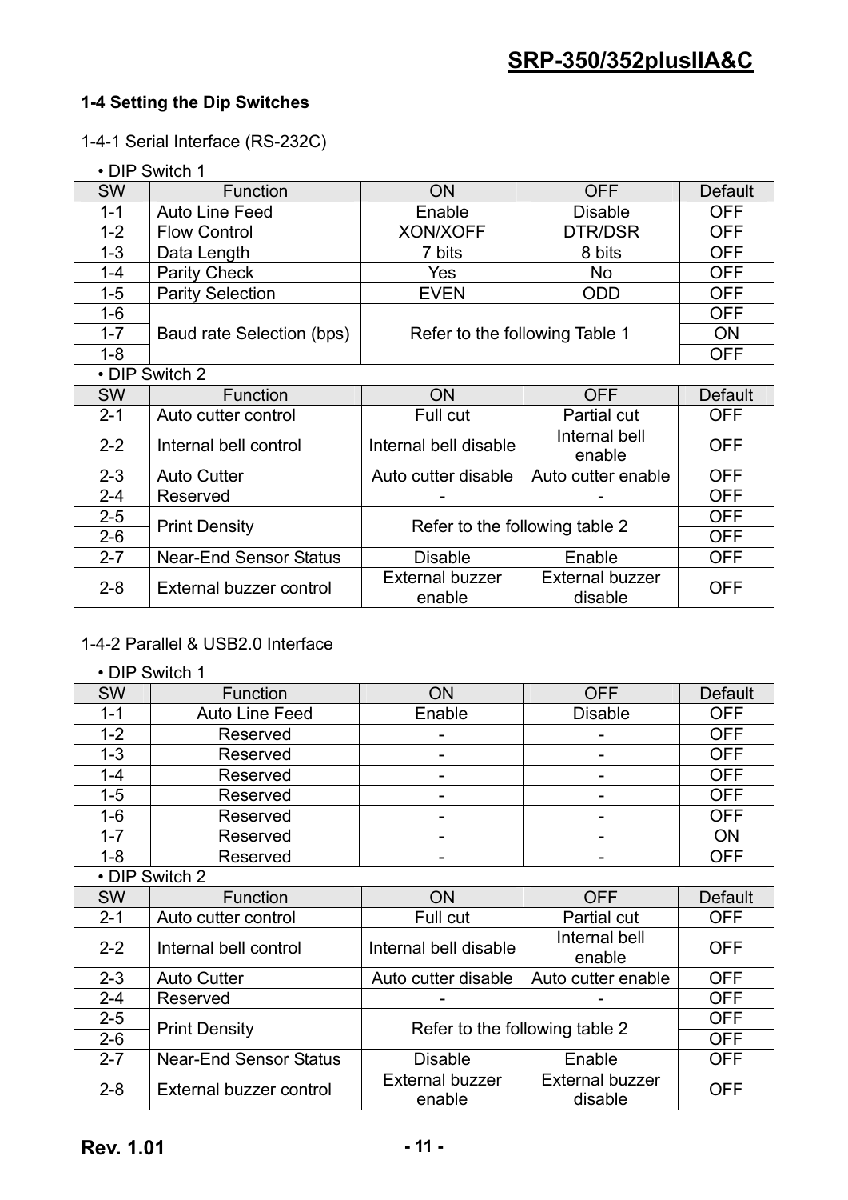### 1-4 Setting the Dip Switches

1-4-1 Serial Interface (RS-232C)

• DIP Switch 1

| SW | Function | ON | OFF | Default |
|---|---|---|---|---|
| 1-1 | Auto Line Feed | Enable | Disable | OFF |
| 1-2 | Flow Control | XON/XOFF | DTR/DSR | OFF |
| 1-3 | Data Length | 7 bits | 8 bits | OFF |
| 1-4 | Parity Check | Yes | No | OFF |
| 1-5 | Parity Selection | EVEN | ODD | OFF |
| 1-6 | Baud rate Selection (bps) | Refer to the following Table 1 | | OFF |
| 1-7 | | | | ON |
| 1-8 | | | | OFF |

• DIP Switch 2

| SW | Function | ON | OFF | Default |
|---|---|---|---|---|
| 2-1 | Auto cutter control | Full cut | Partial cut | OFF |
| 2-2 | Internal bell control | Internal bell disable | Internal bell enable | OFF |
| 2-3 | Auto Cutter | Auto cutter disable | Auto cutter enable | OFF |
| 2-4 | Reserved | - | - | OFF |
| 2-5 | Print Density | Refer to the following table 2 | | OFF |
| 2-6 | | | | OFF |
| 2-7 | Near-End Sensor Status | Disable | Enable | OFF |
| 2-8 | External buzzer control | External buzzer enable | External buzzer disable | OFF |

1-4-2 Parallel & USB2.0 Interface

• DIP Switch 1

| SW | Function | ON | OFF | Default |
|---|---|---|---|---|
| 1-1 | Auto Line Feed | Enable | Disable | OFF |
| 1-2 | Reserved | - | - | OFF |
| 1-3 | Reserved | - | - | OFF |
| 1-4 | Reserved | - | - | OFF |
| 1-5 | Reserved | - | - | OFF |
| 1-6 | Reserved | - | - | OFF |
| 1-7 | Reserved | - | - | ON |
| 1-8 | Reserved | - | - | OFF |

• DIP Switch 2

| SW | Function | ON | OFF | Default |
|---|---|---|---|---|
| 2-1 | Auto cutter control | Full cut | Partial cut | OFF |
| 2-2 | Internal bell control | Internal bell disable | Internal bell enable | OFF |
| 2-3 | Auto Cutter | Auto cutter disable | Auto cutter enable | OFF |
| 2-4 | Reserved | - | - | OFF |
| 2-5 | Print Density | Refer to the following table 2 | | OFF |
| 2-6 | | | | OFF |
| 2-7 | Near-End Sensor Status | Disable | Enable | OFF |
| 2-8 | External buzzer control | External buzzer enable | External buzzer disable | OFF |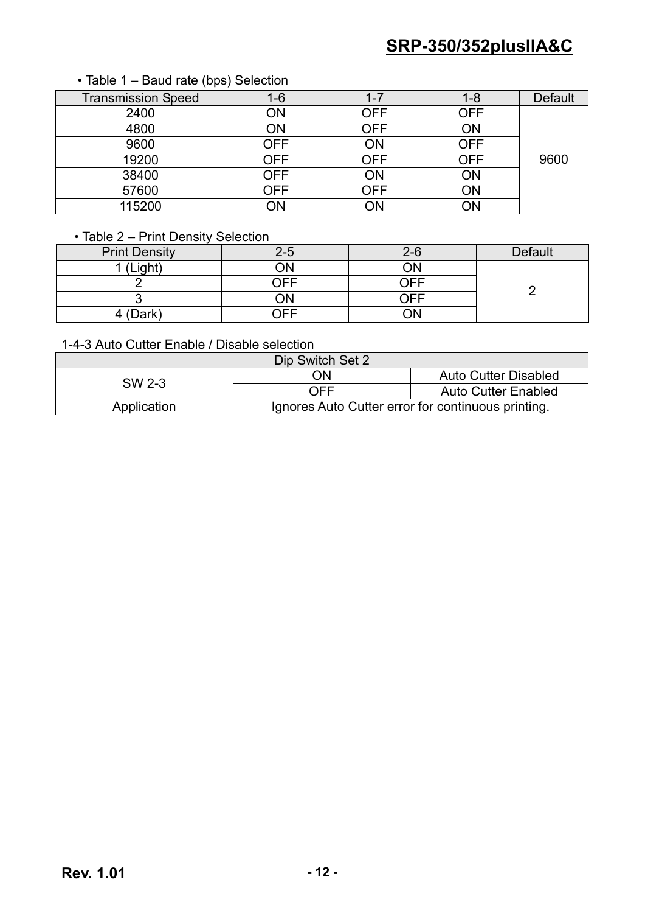• Table 1 – Baud rate (bps) Selection

| Transmission Speed | 1-6 | 1-7 | 1-8 | Default |
|---|---|---|---|---|
| 2400 | ON | OFF | OFF | 9600 |
| 4800 | ON | OFF | ON | |
| 9600 | OFF | ON | OFF | |
| 19200 | OFF | OFF | OFF | |
| 38400 | OFF | ON | ON | |
| 57600 | OFF | OFF | ON | |
| 115200 | ON | ON | ON | |

• Table 2 – Print Density Selection

| Print Density | 2-5 | 2-6 | Default |
|---|---|---|---|
| 1 (Light) | ON | ON | 2 |
| 2 | OFF | OFF | |
| 3 | ON | OFF | |
| 4 (Dark) | OFF | ON | |

1-4-3 Auto Cutter Enable / Disable selection

| Dip Switch Set 2 | | |
|---|---|---|
| SW 2-3 | ON | Auto Cutter Disabled |
| | OFF | Auto Cutter Enabled |
| Application | Ignores Auto Cutter error for continuous printing. | |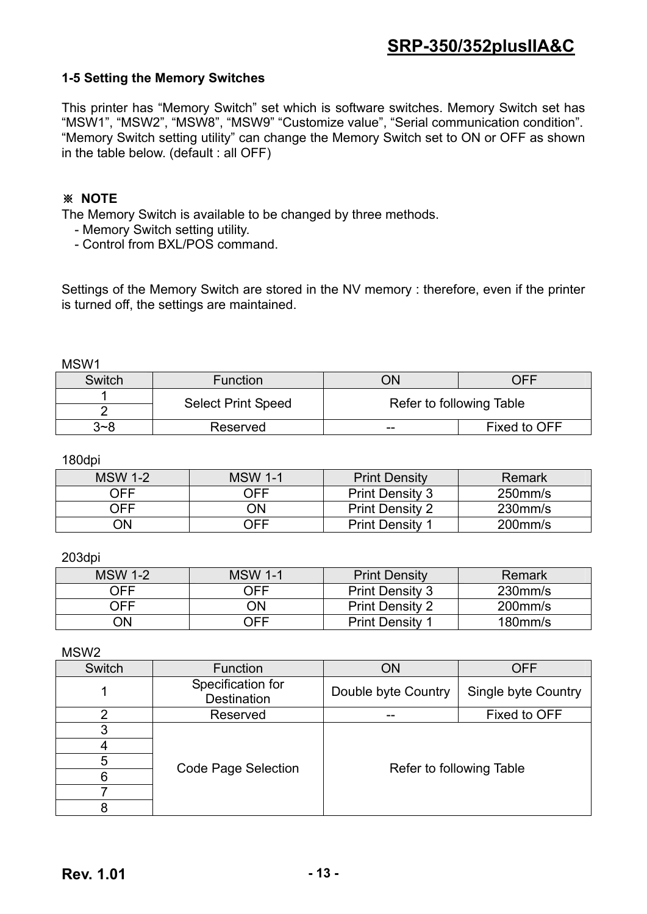### 1-5 Setting the Memory Switches

This printer has “Memory Switch” set which is software switches. Memory Switch set has “MSW1”, “MSW2”, “MSW8”, “MSW9” “Customize value”, “Serial communication condition”. “Memory Switch setting utility” can change the Memory Switch set to ON or OFF as shown in the table below. (default : all OFF)

**※ NOTE**

The Memory Switch is available to be changed by three methods.

- Memory Switch setting utility.
- Control from BXL/POS command.

Settings of the Memory Switch are stored in the NV memory : therefore, even if the printer is turned off, the settings are maintained.

MSW1

| Switch | Function | ON | OFF |
|---|---|---|---|
| 1 | Select Print Speed | Refer to following Table | |
| 2 | | | |
| 3~8 | Reserved | -- | Fixed to OFF |

180dpi

| MSW 1-2 | MSW 1-1 | Print Density | Remark |
|---|---|---|---|
| OFF | OFF | Print Density 3 | 250mm/s |
| OFF | ON | Print Density 2 | 230mm/s |
| ON | OFF | Print Density 1 | 200mm/s |

203dpi

| MSW 1-2 | MSW 1-1 | Print Density | Remark |
|---|---|---|---|
| OFF | OFF | Print Density 3 | 230mm/s |
| OFF | ON | Print Density 2 | 200mm/s |
| ON | OFF | Print Density 1 | 180mm/s |

MSW2

| Switch | Function | ON | OFF |
|---|---|---|---|
| 1 | Specification for Destination | Double byte Country | Single byte Country |
| 2 | Reserved | -- | Fixed to OFF |
| 3 | Code Page Selection | Refer to following Table | |
| 4 | | | |
| 5 | | | |
| 6 | | | |
| 7 | | | |
| 8 | | | |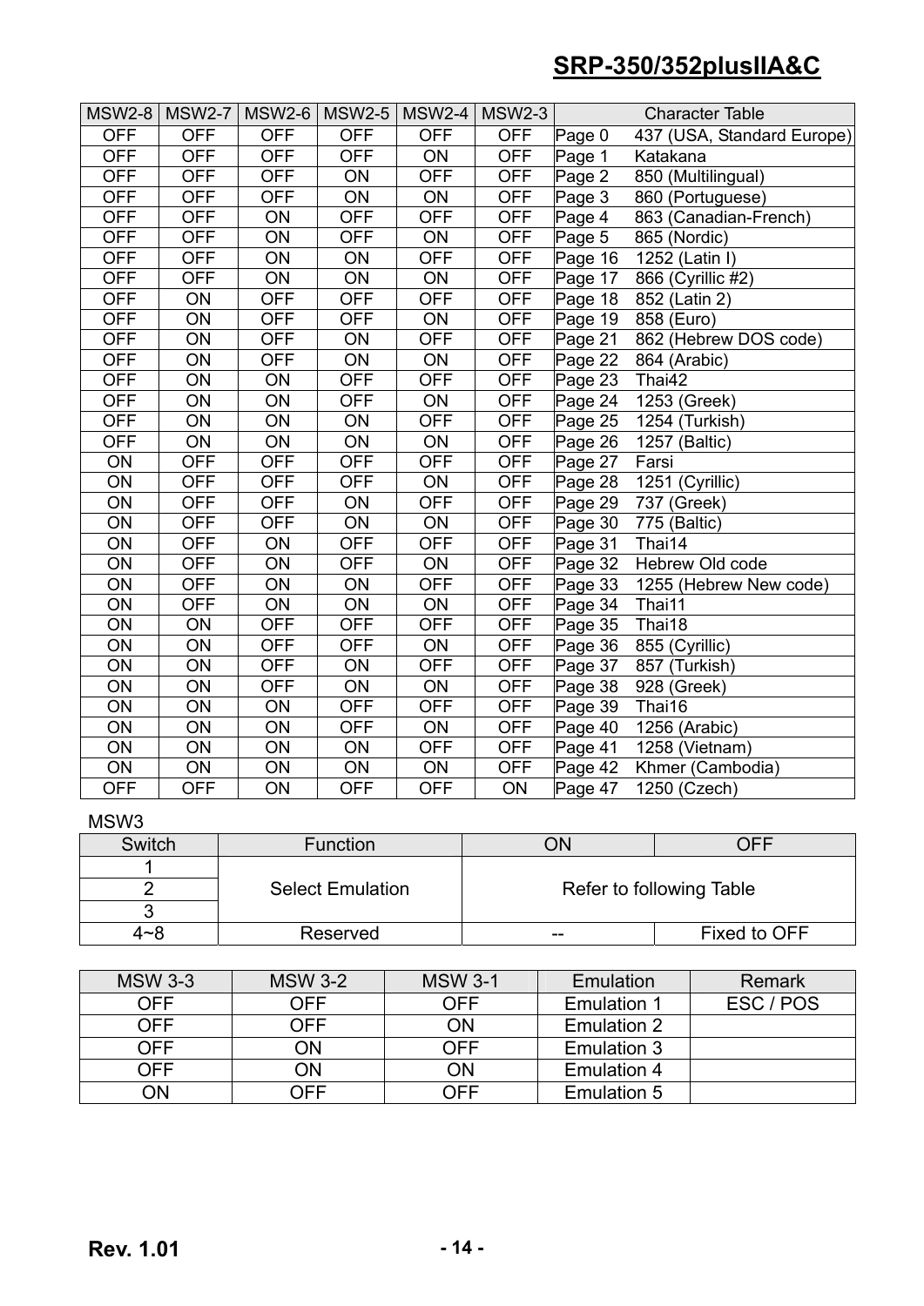| MSW2-8 | MSW2-7 | MSW2-6 | MSW2-5 | MSW2-4 | MSW2-3 | Character Table |
|---|---|---|---|---|---|---|
| OFF | OFF | OFF | OFF | OFF | OFF | Page 0 437 (USA, Standard Europe) |
| OFF | OFF | OFF | OFF | ON | OFF | Page 1 Katakana |
| OFF | OFF | OFF | ON | OFF | OFF | Page 2 850 (Multilingual) |
| OFF | OFF | OFF | ON | ON | OFF | Page 3 860 (Portuguese) |
| OFF | OFF | ON | OFF | OFF | OFF | Page 4 863 (Canadian-French) |
| OFF | OFF | ON | OFF | ON | OFF | Page 5 865 (Nordic) |
| OFF | OFF | ON | ON | OFF | OFF | Page 16 1252 (Latin I) |
| OFF | OFF | ON | ON | ON | OFF | Page 17 866 (Cyrillic #2) |
| OFF | ON | OFF | OFF | OFF | OFF | Page 18 852 (Latin 2) |
| OFF | ON | OFF | OFF | ON | OFF | Page 19 858 (Euro) |
| OFF | ON | OFF | ON | OFF | OFF | Page 21 862 (Hebrew DOS code) |
| OFF | ON | OFF | ON | ON | OFF | Page 22 864 (Arabic) |
| OFF | ON | ON | OFF | OFF | OFF | Page 23 Thai42 |
| OFF | ON | ON | OFF | ON | OFF | Page 24 1253 (Greek) |
| OFF | ON | ON | ON | OFF | OFF | Page 25 1254 (Turkish) |
| OFF | ON | ON | ON | ON | OFF | Page 26 1257 (Baltic) |
| ON | OFF | OFF | OFF | OFF | OFF | Page 27 Farsi |
| ON | OFF | OFF | OFF | ON | OFF | Page 28 1251 (Cyrillic) |
| ON | OFF | OFF | ON | OFF | OFF | Page 29 737 (Greek) |
| ON | OFF | OFF | ON | ON | OFF | Page 30 775 (Baltic) |
| ON | OFF | ON | OFF | OFF | OFF | Page 31 Thai14 |
| ON | OFF | ON | OFF | ON | OFF | Page 32 Hebrew Old code |
| ON | OFF | ON | ON | OFF | OFF | Page 33 1255 (Hebrew New code) |
| ON | OFF | ON | ON | ON | OFF | Page 34 Thai11 |
| ON | ON | OFF | OFF | OFF | OFF | Page 35 Thai18 |
| ON | ON | OFF | OFF | ON | OFF | Page 36 855 (Cyrillic) |
| ON | ON | OFF | ON | OFF | OFF | Page 37 857 (Turkish) |
| ON | ON | OFF | ON | ON | OFF | Page 38 928 (Greek) |
| ON | ON | ON | OFF | OFF | OFF | Page 39 Thai16 |
| ON | ON | ON | OFF | ON | OFF | Page 40 1256 (Arabic) |
| ON | ON | ON | ON | OFF | OFF | Page 41 1258 (Vietnam) |
| ON | ON | ON | ON | ON | OFF | Page 42 Khmer (Cambodia) |
| OFF | OFF | ON | OFF | OFF | ON | Page 47 1250 (Czech) |

MSW3

| Switch | Function | ON | OFF |
|---|---|---|---|
| 1 | Select Emulation | Refer to following Table | |
| 2 | | | |
| 3 | | | |
| 4~8 | Reserved | -- | Fixed to OFF |

| MSW 3-3 | MSW 3-2 | MSW 3-1 | Emulation | Remark |
|---|---|---|---|---|
| OFF | OFF | OFF | Emulation 1 | ESC / POS |
| OFF | OFF | ON | Emulation 2 | |
| OFF | ON | OFF | Emulation 3 | |
| OFF | ON | ON | Emulation 4 | |
| ON | OFF | OFF | Emulation 5 | |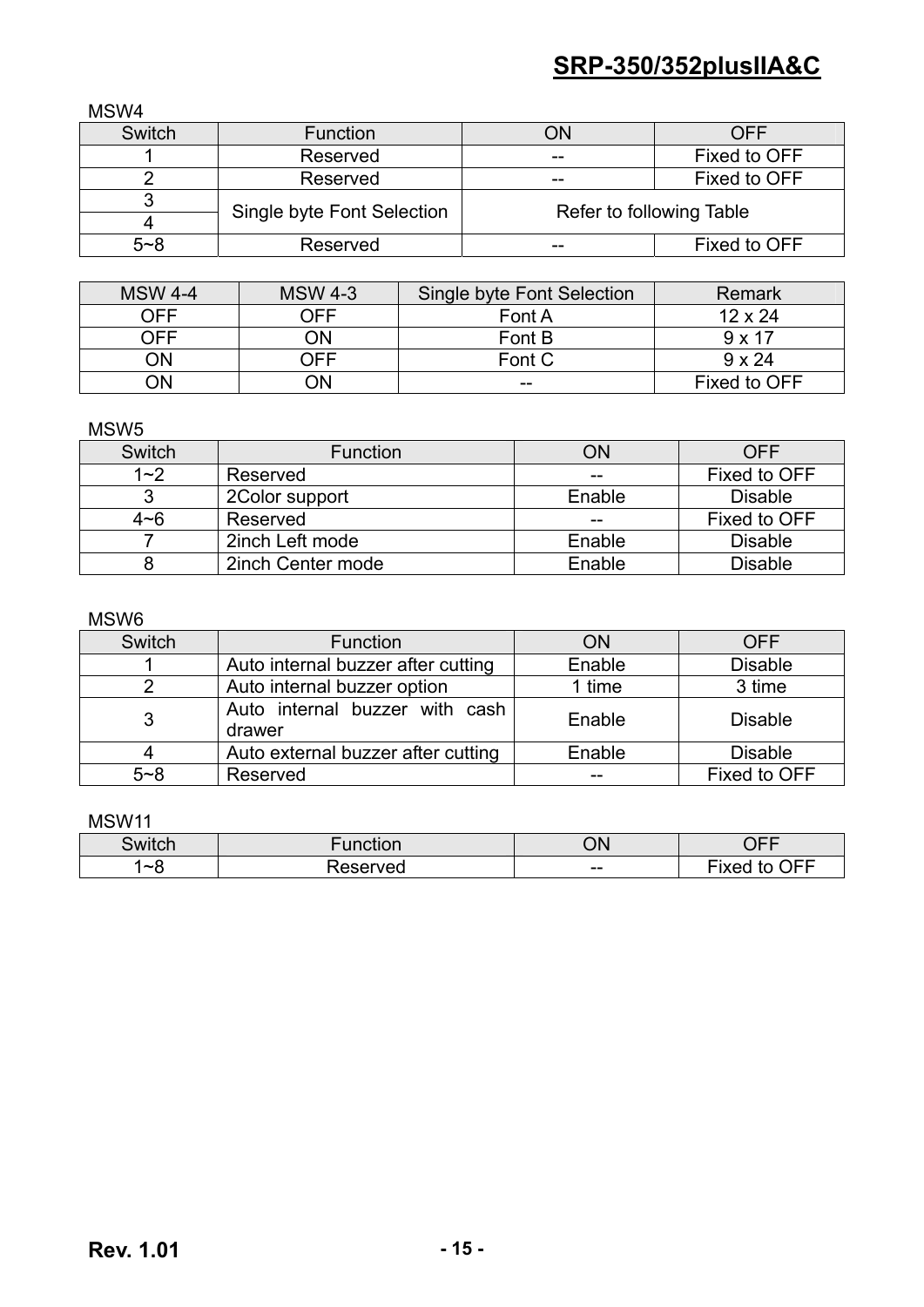MSW4

| Switch | Function | ON | OFF |
|---|---|---|---|
| 1 | Reserved | -- | Fixed to OFF |
| 2 | Reserved | -- | Fixed to OFF |
| 3 | Single byte Font Selection | Refer to following Table | |
| 4 | | | |
| 5~8 | Reserved | -- | Fixed to OFF |

| MSW 4-4 | MSW 4-3 | Single byte Font Selection | Remark |
|---|---|---|---|
| OFF | OFF | Font A | 12 x 24 |
| OFF | ON | Font B | 9 x 17 |
| ON | OFF | Font C | 9 x 24 |
| ON | ON | -- | Fixed to OFF |

MSW5

| Switch | Function | ON | OFF |
|---|---|---|---|
| 1~2 | Reserved | -- | Fixed to OFF |
| 3 | 2Color support | Enable | Disable |
| 4~6 | Reserved | -- | Fixed to OFF |
| 7 | 2inch Left mode | Enable | Disable |
| 8 | 2inch Center mode | Enable | Disable |

MSW6

| Switch | Function | ON | OFF |
|---|---|---|---|
| 1 | Auto internal buzzer after cutting | Enable | Disable |
| 2 | Auto internal buzzer option | 1 time | 3 time |
| 3 | Auto internal buzzer with cash drawer | Enable | Disable |
| 4 | Auto external buzzer after cutting | Enable | Disable |
| 5~8 | Reserved | -- | Fixed to OFF |

MSW11

| Switch | Function | ON | OFF |
|---|---|---|---|
| 1~8 | Reserved | -- | Fixed to OFF |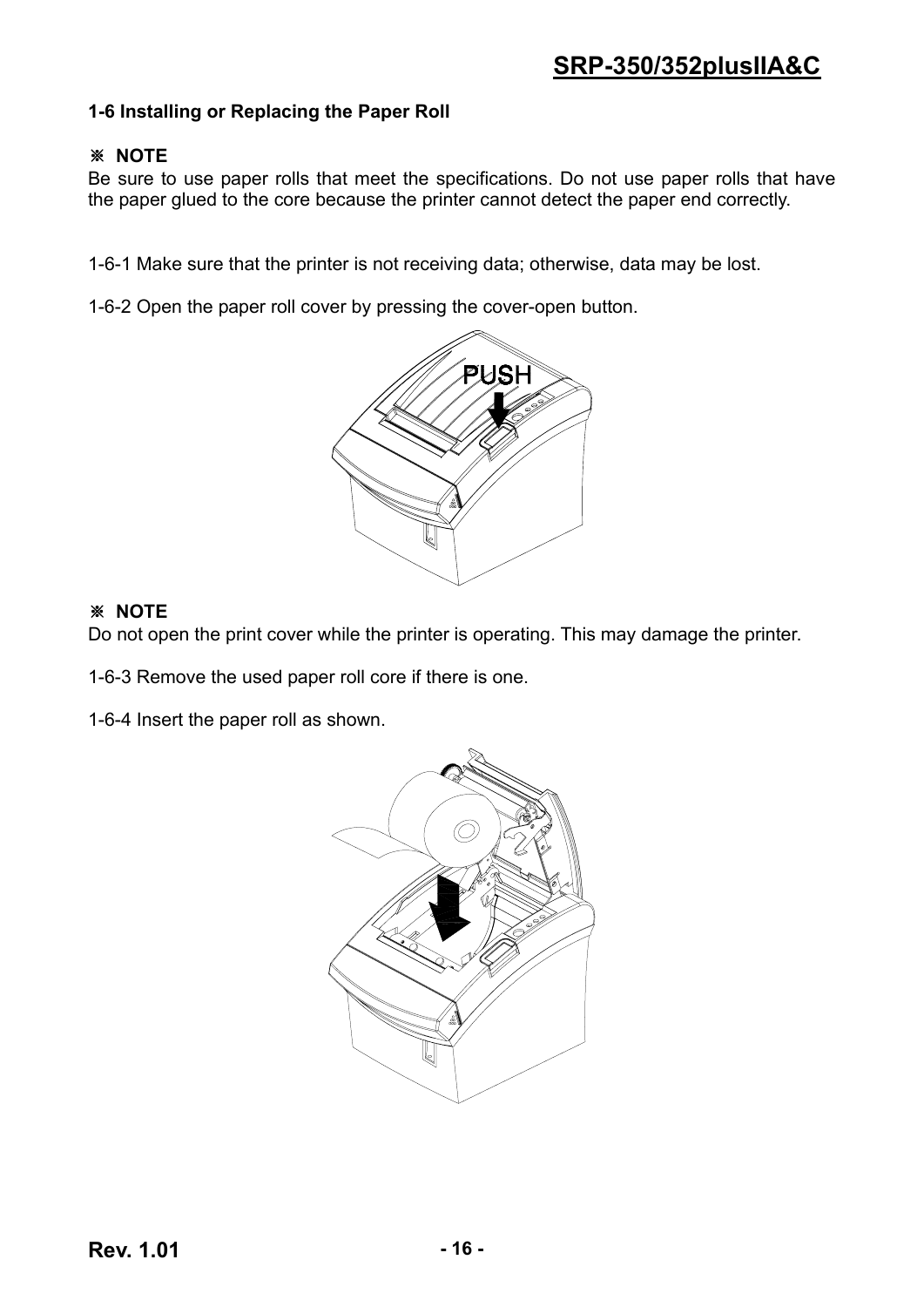### 1-6 Installing or Replacing the Paper Roll

**※ NOTE**

Be sure to use paper rolls that meet the specifications. Do not use paper rolls that have the paper glued to the core because the printer cannot detect the paper end correctly.

1-6-1 Make sure that the printer is not receiving data; otherwise, data may be lost.

1-6-2 Open the paper roll cover by pressing the cover-open button.

**※ NOTE**

Do not open the print cover while the printer is operating. This may damage the printer.

1-6-3 Remove the used paper roll core if there is one.

1-6-4 Insert the paper roll as shown.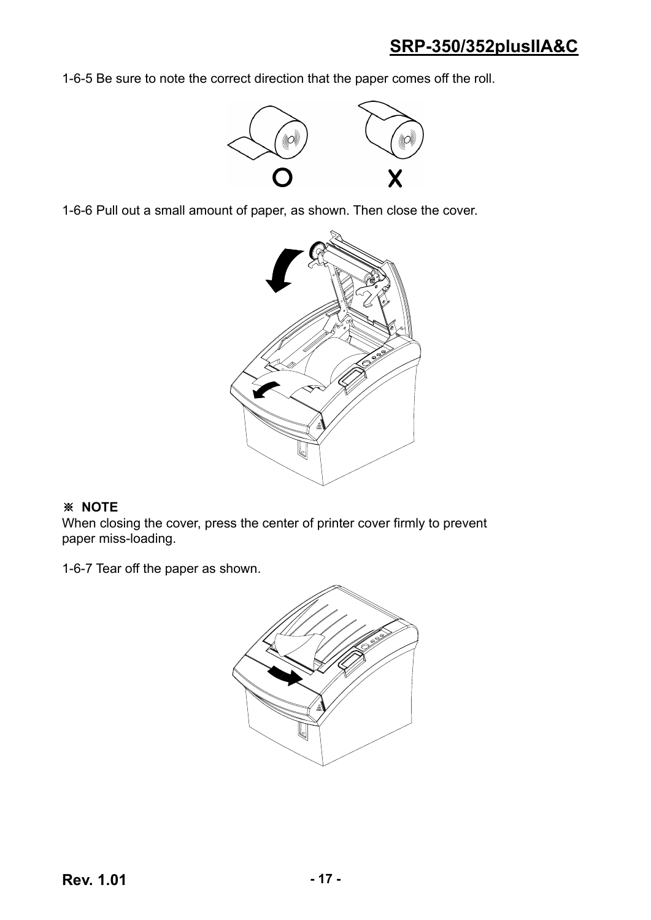1-6-5 Be sure to note the correct direction that the paper comes off the roll.

O X

1-6-6 Pull out a small amount of paper, as shown. Then close the cover.

※ **NOTE**
When closing the cover, press the center of printer cover firmly to prevent paper miss-loading.

1-6-7 Tear off the paper as shown.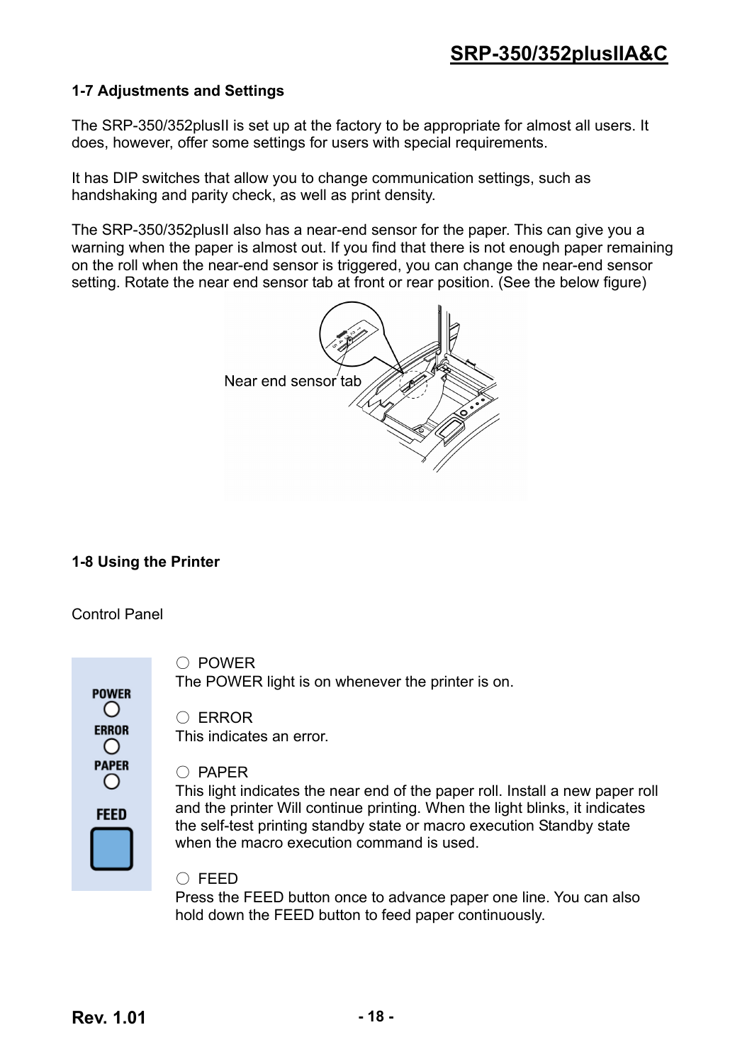## 1-7 Adjustments and Settings

The SRP-350/352plusII is set up at the factory to be appropriate for almost all users. It does, however, offer some settings for users with special requirements.

It has DIP switches that allow you to change communication settings, such as handshaking and parity check, as well as print density.

The SRP-350/352plusII also has a near-end sensor for the paper. This can give you a warning when the paper is almost out. If you find that there is not enough paper remaining on the roll when the near-end sensor is triggered, you can change the near-end sensor setting. Rotate the near end sensor tab at front or rear position. (See the below figure)

Near end sensor tab

## 1-8 Using the Printer

Control Panel

○ POWER
The POWER light is on whenever the printer is on.

○ ERROR
This indicates an error.

○ PAPER
This light indicates the near end of the paper roll. Install a new paper roll and the printer Will continue printing. When the light blinks, it indicates the self-test printing standby state or macro execution Standby state when the macro execution command is used.

○ FEED
Press the FEED button once to advance paper one line. You can also hold down the FEED button to feed paper continuously.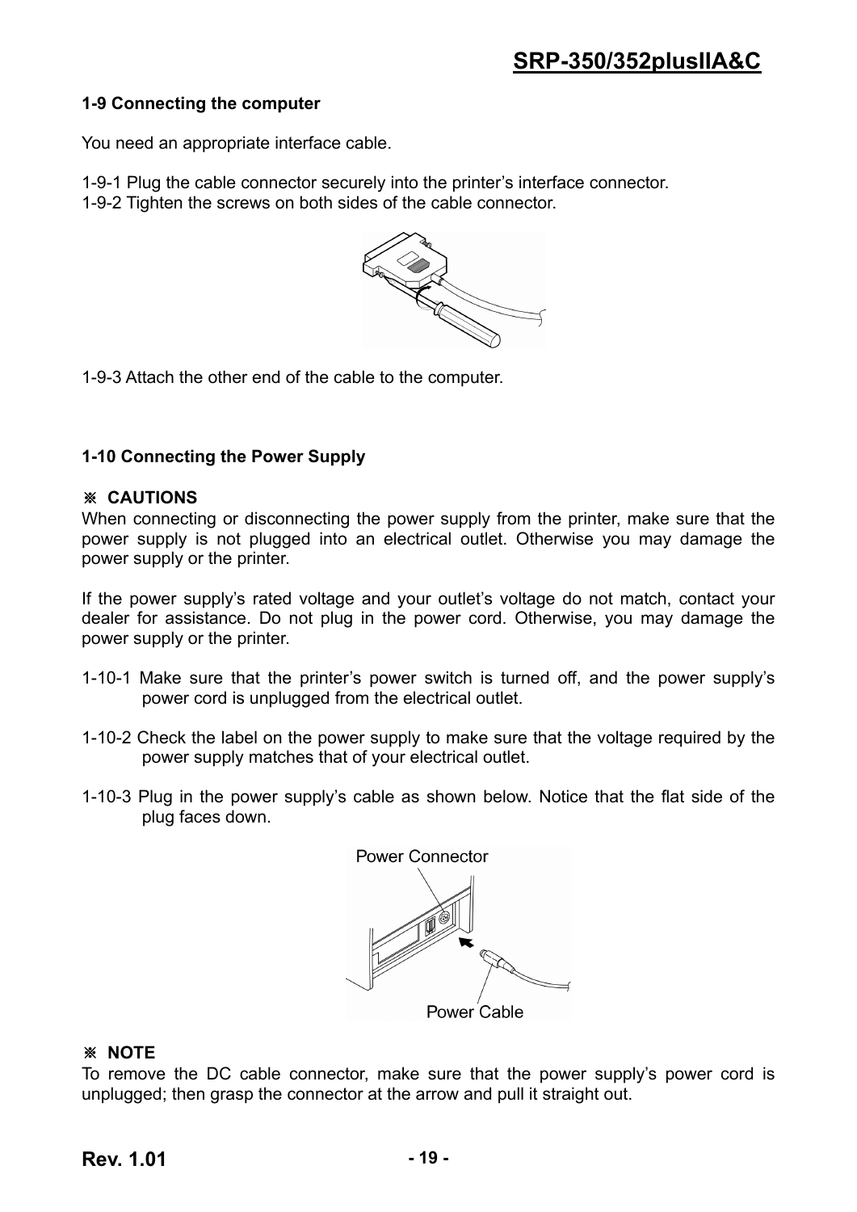### 1-9 Connecting the computer

You need an appropriate interface cable.

1-9-1 Plug the cable connector securely into the printer's interface connector.
1-9-2 Tighten the screws on both sides of the cable connector.

1-9-3 Attach the other end of the cable to the computer.

### 1-10 Connecting the Power Supply

**※ CAUTIONS**

When connecting or disconnecting the power supply from the printer, make sure that the power supply is not plugged into an electrical outlet. Otherwise you may damage the power supply or the printer.

If the power supply's rated voltage and your outlet's voltage do not match, contact your dealer for assistance. Do not plug in the power cord. Otherwise, you may damage the power supply or the printer.

1-10-1 Make sure that the printer's power switch is turned off, and the power supply's power cord is unplugged from the electrical outlet.

1-10-2 Check the label on the power supply to make sure that the voltage required by the power supply matches that of your electrical outlet.

1-10-3 Plug in the power supply's cable as shown below. Notice that the flat side of the plug faces down.

Power Connector

Power Cable

**※ NOTE**

To remove the DC cable connector, make sure that the power supply's power cord is unplugged; then grasp the connector at the arrow and pull it straight out.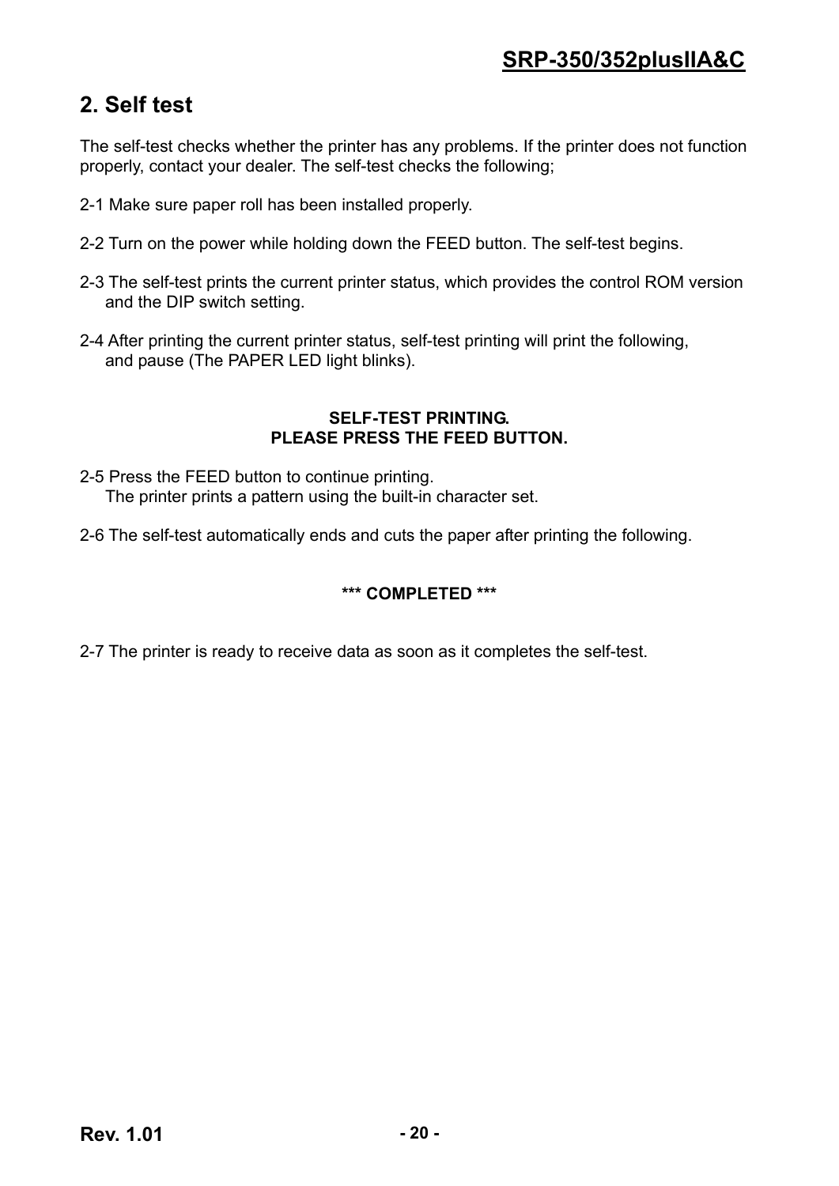## 2. Self test

The self-test checks whether the printer has any problems. If the printer does not function properly, contact your dealer. The self-test checks the following;

2-1 Make sure paper roll has been installed properly.

2-2 Turn on the power while holding down the FEED button. The self-test begins.

2-3 The self-test prints the current printer status, which provides the control ROM version and the DIP switch setting.

2-4 After printing the current printer status, self-test printing will print the following, and pause (The PAPER LED light blinks).

**SELF-TEST PRINTING.**
**PLEASE PRESS THE FEED BUTTON.**

2-5 Press the FEED button to continue printing.
The printer prints a pattern using the built-in character set.

2-6 The self-test automatically ends and cuts the paper after printing the following.

**\*\*\* COMPLETED \*\*\***

2-7 The printer is ready to receive data as soon as it completes the self-test.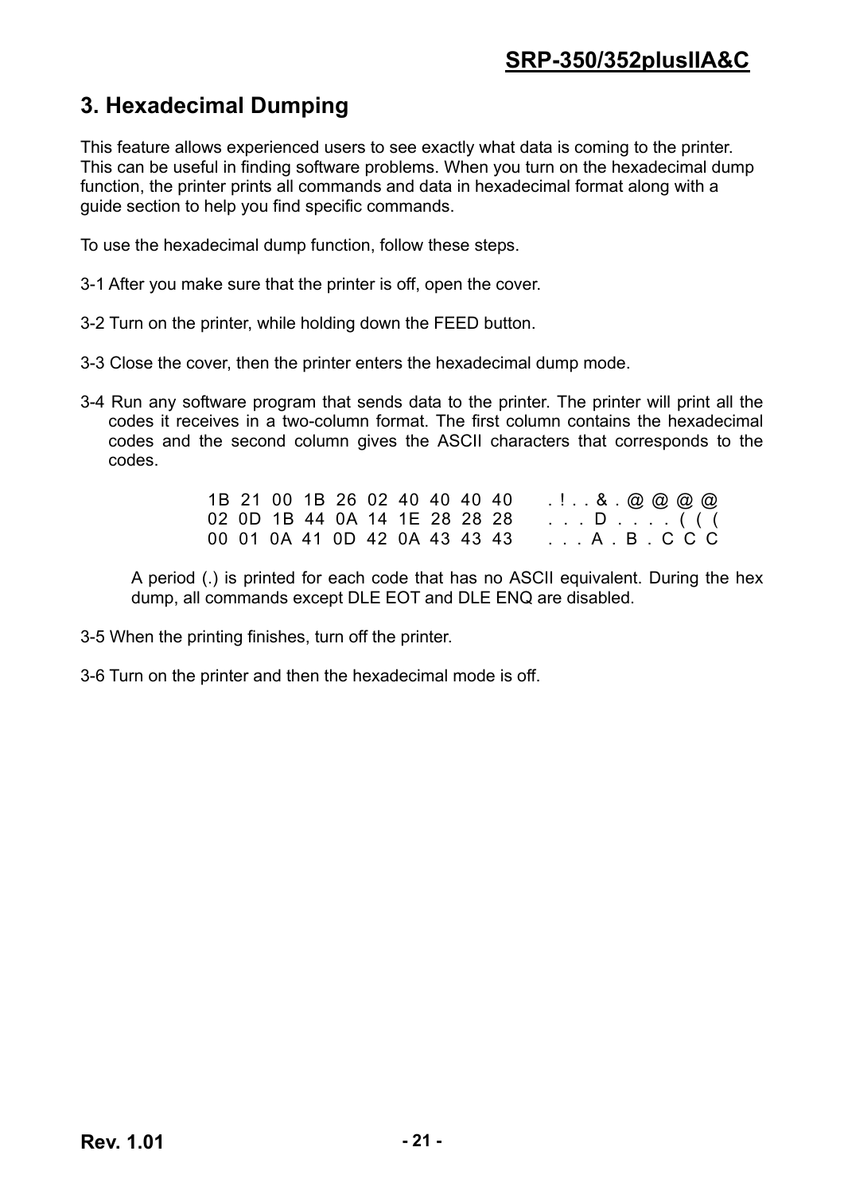## 3. Hexadecimal Dumping

This feature allows experienced users to see exactly what data is coming to the printer. This can be useful in finding software problems. When you turn on the hexadecimal dump function, the printer prints all commands and data in hexadecimal format along with a guide section to help you find specific commands.

To use the hexadecimal dump function, follow these steps.

3-1 After you make sure that the printer is off, open the cover.

3-2 Turn on the printer, while holding down the FEED button.

3-3 Close the cover, then the printer enters the hexadecimal dump mode.

3-4 Run any software program that sends data to the printer. The printer will print all the codes it receives in a two-column format. The first column contains the hexadecimal codes and the second column gives the ASCII characters that corresponds to the codes.

```
1B 21 00 1B 26 02 40 40 40 40    . ! . . & . @ @ @ @
02 0D 1B 44 0A 14 1E 28 28 28    . . . D . . . . ( ( (
00 01 0A 41 0D 42 0A 43 43 43    . . . A . B . C C C
```

A period (.) is printed for each code that has no ASCII equivalent. During the hex dump, all commands except DLE EOT and DLE ENQ are disabled.

3-5 When the printing finishes, turn off the printer.

3-6 Turn on the printer and then the hexadecimal mode is off.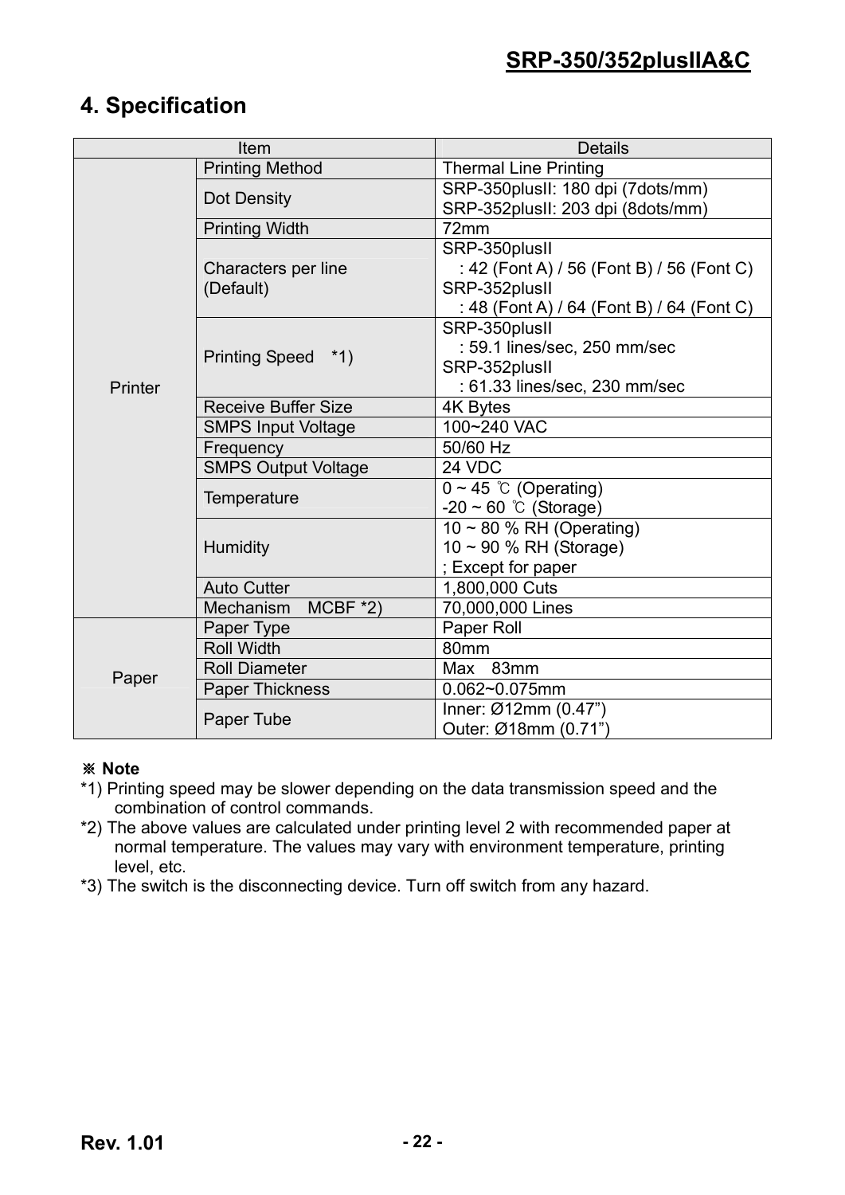# 4. Specification

| Item | | Details |
|---|---|---|
| Printer | Printing Method | Thermal Line Printing |
| | Dot Density | SRP-350plusII: 180 dpi (7dots/mm)<br>SRP-352plusII: 203 dpi (8dots/mm) |
| | Printing Width | 72mm |
| | Characters per line (Default) | SRP-350plusII<br>: 42 (Font A) / 56 (Font B) / 56 (Font C)<br>SRP-352plusII<br>: 48 (Font A) / 64 (Font B) / 64 (Font C) |
| | Printing Speed *1) | SRP-350plusII<br>: 59.1 lines/sec, 250 mm/sec<br>SRP-352plusII<br>: 61.33 lines/sec, 230 mm/sec |
| | Receive Buffer Size | 4K Bytes |
| | SMPS Input Voltage | 100~240 VAC |
| | Frequency | 50/60 Hz |
| | SMPS Output Voltage | 24 VDC |
| | Temperature | 0 ~ 45 ℃ (Operating)<br>-20 ~ 60 ℃ (Storage) |
| | Humidity | 10 ~ 80 % RH (Operating)<br>10 ~ 90 % RH (Storage)<br>; Except for paper |
| | Auto Cutter | 1,800,000 Cuts |
| | Mechanism MCBF *2) | 70,000,000 Lines |
| Paper | Paper Type | Paper Roll |
| | Roll Width | 80mm |
| | Roll Diameter | Max 83mm |
| | Paper Thickness | 0.062~0.075mm |
| | Paper Tube | Inner: Ø12mm (0.47")<br>Outer: Ø18mm (0.71") |

**※ Note**

*1) Printing speed may be slower depending on the data transmission speed and the combination of control commands.

*2) The above values are calculated under printing level 2 with recommended paper at normal temperature. The values may vary with environment temperature, printing level, etc.

*3) The switch is the disconnecting device. Turn off switch from any hazard.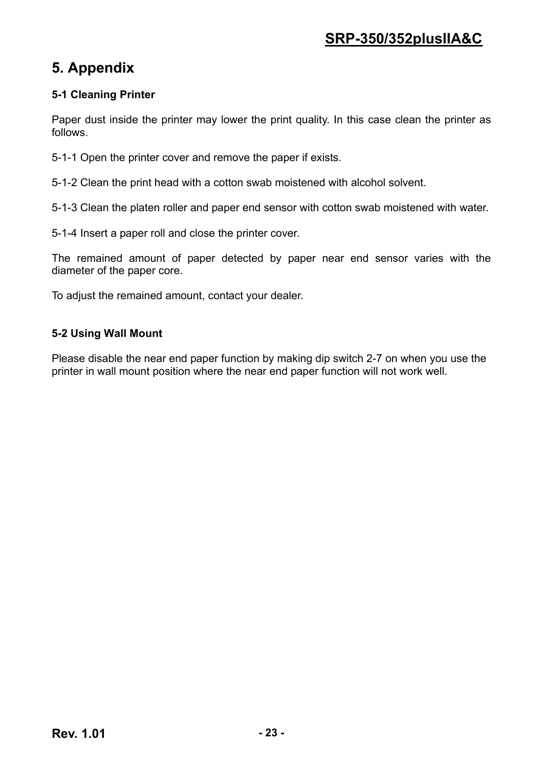# 5. Appendix

### 5-1 Cleaning Printer

Paper dust inside the printer may lower the print quality. In this case clean the printer as follows.

5-1-1 Open the printer cover and remove the paper if exists.

5-1-2 Clean the print head with a cotton swab moistened with alcohol solvent.

5-1-3 Clean the platen roller and paper end sensor with cotton swab moistened with water.

5-1-4 Insert a paper roll and close the printer cover.

The remained amount of paper detected by paper near end sensor varies with the diameter of the paper core.

To adjust the remained amount, contact your dealer.

### 5-2 Using Wall Mount

Please disable the near end paper function by making dip switch 2-7 on when you use the printer in wall mount position where the near end paper function will not work well.